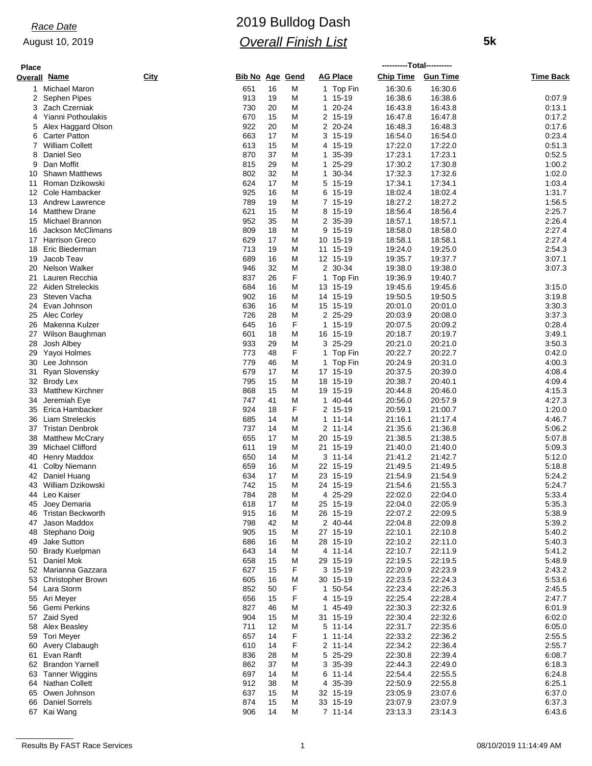*Race Date*

August 10, 2019

# 2019 Bulldog Dash

## *Overall Finish List*

**5k**

| Place Overall | Name | City | Bib No | Age | Gend | AG Place | Chip Time | Gun Time | Time Back |
|---|---|---|---|---|---|---|---|---|---|
| 1 | Michael Maron | | 651 | 16 | M | 1 Top Fin | 16:30.6 | 16:30.6 | |
| 2 | Sephen Pipes | | 913 | 19 | M | 1 15-19 | 16:38.6 | 16:38.6 | 0:07.9 |
| 3 | Zach Czerniak | | 730 | 20 | M | 1 20-24 | 16:43.8 | 16:43.8 | 0:13.1 |
| 4 | Yianni Pothoulakis | | 670 | 15 | M | 2 15-19 | 16:47.8 | 16:47.8 | 0:17.2 |
| 5 | Alex Haggard Olson | | 922 | 20 | M | 2 20-24 | 16:48.3 | 16:48.3 | 0:17.6 |
| 6 | Carter Patton | | 663 | 17 | M | 3 15-19 | 16:54.0 | 16:54.0 | 0:23.4 |
| 7 | William Collett | | 613 | 15 | M | 4 15-19 | 17:22.0 | 17:22.0 | 0:51.3 |
| 8 | Daniel Seo | | 870 | 37 | M | 1 35-39 | 17:23.1 | 17:23.1 | 0:52.5 |
| 9 | Dan Moffit | | 815 | 29 | M | 1 25-29 | 17:30.2 | 17:30.8 | 1:00.2 |
| 10 | Shawn Matthews | | 802 | 32 | M | 1 30-34 | 17:32.3 | 17:32.6 | 1:02.0 |
| 11 | Roman Dzikowski | | 624 | 17 | M | 5 15-19 | 17:34.1 | 17:34.1 | 1:03.4 |
| 12 | Cole Hambacker | | 925 | 16 | M | 6 15-19 | 18:02.4 | 18:02.4 | 1:31.7 |
| 13 | Andrew Lawrence | | 789 | 19 | M | 7 15-19 | 18:27.2 | 18:27.2 | 1:56.5 |
| 14 | Matthew Drane | | 621 | 15 | M | 8 15-19 | 18:56.4 | 18:56.4 | 2:25.7 |
| 15 | Michael Brannon | | 952 | 35 | M | 2 35-39 | 18:57.1 | 18:57.1 | 2:26.4 |
| 16 | Jackson McClimans | | 809 | 18 | M | 9 15-19 | 18:58.0 | 18:58.0 | 2:27.4 |
| 17 | Harrison Greco | | 629 | 17 | M | 10 15-19 | 18:58.1 | 18:58.1 | 2:27.4 |
| 18 | Eric Biederman | | 713 | 19 | M | 11 15-19 | 19:24.0 | 19:25.0 | 2:54.3 |
| 19 | Jacob Teav | | 689 | 16 | M | 12 15-19 | 19:35.7 | 19:37.7 | 3:07.1 |
| 20 | Nelson Walker | | 946 | 32 | M | 2 30-34 | 19:38.0 | 19:38.0 | 3:07.3 |
| 21 | Lauren Recchia | | 837 | 26 | F | 1 Top Fin | 19:36.9 | 19:40.7 | |
| 22 | Aiden Streleckis | | 684 | 16 | M | 13 15-19 | 19:45.6 | 19:45.6 | 3:15.0 |
| 23 | Steven Vacha | | 902 | 16 | M | 14 15-19 | 19:50.5 | 19:50.5 | 3:19.8 |
| 24 | Evan Johnson | | 636 | 16 | M | 15 15-19 | 20:01.0 | 20:01.0 | 3:30.3 |
| 25 | Alec Corley | | 726 | 28 | M | 2 25-29 | 20:03.9 | 20:08.0 | 3:37.3 |
| 26 | Makenna Kulzer | | 645 | 16 | F | 1 15-19 | 20:07.5 | 20:09.2 | 0:28.4 |
| 27 | Wilson Baughman | | 601 | 18 | M | 16 15-19 | 20:18.7 | 20:19.7 | 3:49.1 |
| 28 | Josh Albey | | 933 | 29 | M | 3 25-29 | 20:21.0 | 20:21.0 | 3:50.3 |
| 29 | Yayoi Holmes | | 773 | 48 | F | 1 Top Fin | 20:22.7 | 20:22.7 | 0:42.0 |
| 30 | Lee Johnson | | 779 | 46 | M | 1 Top Fin | 20:24.9 | 20:31.0 | 4:00.3 |
| 31 | Ryan Slovensky | | 679 | 17 | M | 17 15-19 | 20:37.5 | 20:39.0 | 4:08.4 |
| 32 | Brody Lex | | 795 | 15 | M | 18 15-19 | 20:38.7 | 20:40.1 | 4:09.4 |
| 33 | Matthew Kirchner | | 868 | 15 | M | 19 15-19 | 20:44.8 | 20:46.0 | 4:15.3 |
| 34 | Jeremiah Eye | | 747 | 41 | M | 1 40-44 | 20:56.0 | 20:57.9 | 4:27.3 |
| 35 | Erica Hambacker | | 924 | 18 | F | 2 15-19 | 20:59.1 | 21:00.7 | 1:20.0 |
| 36 | Liam Streleckis | | 685 | 14 | M | 1 11-14 | 21:16.1 | 21:17.4 | 4:46.7 |
| 37 | Tristan Denbrok | | 737 | 14 | M | 2 11-14 | 21:35.6 | 21:36.8 | 5:06.2 |
| 38 | Matthew McCrary | | 655 | 17 | M | 20 15-19 | 21:38.5 | 21:38.5 | 5:07.8 |
| 39 | Michael Clifford | | 611 | 19 | M | 21 15-19 | 21:40.0 | 21:40.0 | 5:09.3 |
| 40 | Henry Maddox | | 650 | 14 | M | 3 11-14 | 21:41.2 | 21:42.7 | 5:12.0 |
| 41 | Colby Niemann | | 659 | 16 | M | 22 15-19 | 21:49.5 | 21:49.5 | 5:18.8 |
| 42 | Daniel Huang | | 634 | 17 | M | 23 15-19 | 21:54.9 | 21:54.9 | 5:24.2 |
| 43 | William Dzikowski | | 742 | 15 | M | 24 15-19 | 21:54.6 | 21:55.3 | 5:24.7 |
| 44 | Leo Kaiser | | 784 | 28 | M | 4 25-29 | 22:02.0 | 22:04.0 | 5:33.4 |
| 45 | Joey Demaria | | 618 | 17 | M | 25 15-19 | 22:04.0 | 22:05.9 | 5:35.3 |
| 46 | Tristan Beckworth | | 915 | 16 | M | 26 15-19 | 22:07.2 | 22:09.5 | 5:38.9 |
| 47 | Jason Maddox | | 798 | 42 | M | 2 40-44 | 22:04.8 | 22:09.8 | 5:39.2 |
| 48 | Stephano Doig | | 905 | 15 | M | 27 15-19 | 22:10.1 | 22:10.8 | 5:40.2 |
| 49 | Jake Sutton | | 686 | 16 | M | 28 15-19 | 22:10.2 | 22:11.0 | 5:40.3 |
| 50 | Brady Kuelpman | | 643 | 14 | M | 4 11-14 | 22:10.7 | 22:11.9 | 5:41.2 |
| 51 | Daniel Mok | | 658 | 15 | M | 29 15-19 | 22:19.5 | 22:19.5 | 5:48.9 |
| 52 | Marianna Gazzara | | 627 | 15 | F | 3 15-19 | 22:20.9 | 22:23.9 | 2:43.2 |
| 53 | Christopher Brown | | 605 | 16 | M | 30 15-19 | 22:23.5 | 22:24.3 | 5:53.6 |
| 54 | Lara Storm | | 852 | 50 | F | 1 50-54 | 22:23.4 | 22:26.3 | 2:45.5 |
| 55 | Ari Meyer | | 656 | 15 | F | 4 15-19 | 22:25.4 | 22:28.4 | 2:47.7 |
| 56 | Gemi Perkins | | 827 | 46 | M | 1 45-49 | 22:30.3 | 22:32.6 | 6:01.9 |
| 57 | Zaid Syed | | 904 | 15 | M | 31 15-19 | 22:30.4 | 22:32.6 | 6:02.0 |
| 58 | Alex Beasley | | 711 | 12 | M | 5 11-14 | 22:31.7 | 22:35.6 | 6:05.0 |
| 59 | Tori Meyer | | 657 | 14 | F | 1 11-14 | 22:33.2 | 22:36.2 | 2:55.5 |
| 60 | Avery Clabaugh | | 610 | 14 | F | 2 11-14 | 22:34.2 | 22:36.4 | 2:55.7 |
| 61 | Evan Ranft | | 836 | 28 | M | 5 25-29 | 22:30.8 | 22:39.4 | 6:08.7 |
| 62 | Brandon Yarnell | | 862 | 37 | M | 3 35-39 | 22:44.3 | 22:49.0 | 6:18.3 |
| 63 | Tanner Wiggins | | 697 | 14 | M | 6 11-14 | 22:54.4 | 22:55.5 | 6:24.8 |
| 64 | Nathan Collett | | 912 | 38 | M | 4 35-39 | 22:50.9 | 22:55.8 | 6:25.1 |
| 65 | Owen Johnson | | 637 | 15 | M | 32 15-19 | 23:05.9 | 23:07.6 | 6:37.0 |
| 66 | Daniel Sorrels | | 874 | 15 | M | 33 15-19 | 23:07.9 | 23:07.9 | 6:37.3 |
| 67 | Kai Wang | | 906 | 14 | M | 7 11-14 | 23:13.3 | 23:14.3 | 6:43.6 |

Results By FAST Race Services — 08/10/2019 11:14:49 AM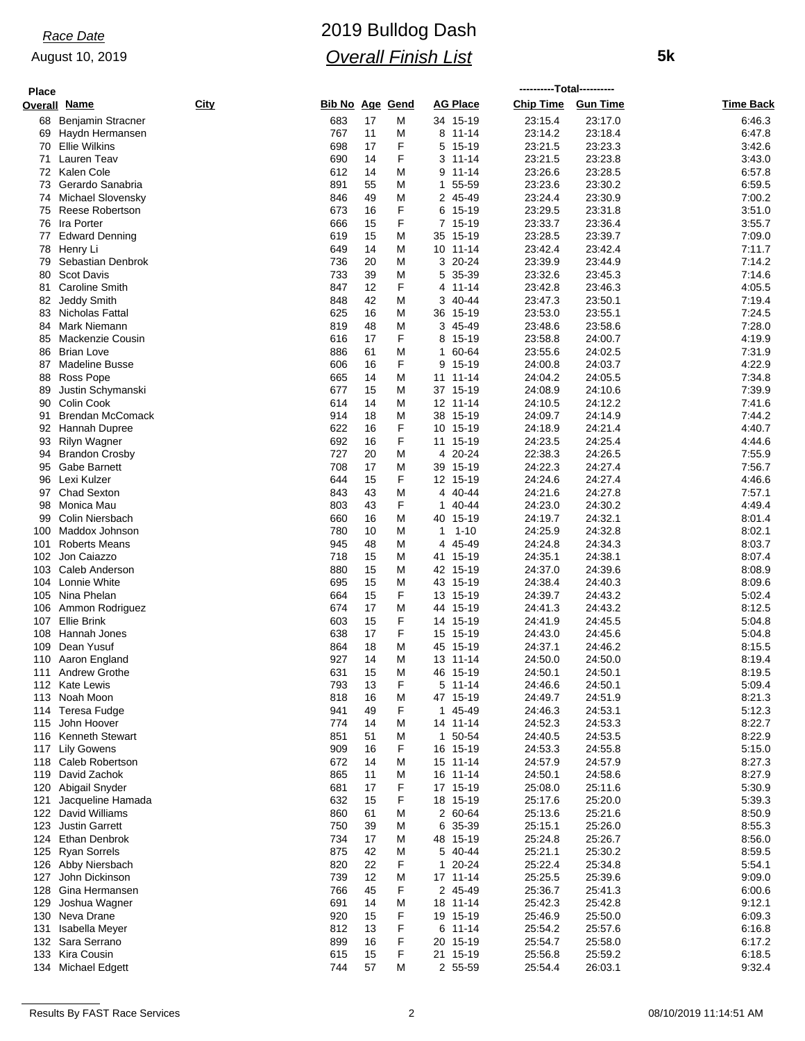*Race Date*

August 10, 2019

# 2019 Bulldog Dash

## *Overall Finish List*

**5k**

| Place Overall | Name | City | Bib No | Age | Gend | AG Place | Chip Time | Gun Time | Time Back |
|---|---|---|---|---|---|---|---|---|---|
| 68 | Benjamin Stracner | | 683 | 17 | M | 34 15-19 | 23:15.4 | 23:17.0 | 6:46.3 |
| 69 | Haydn Hermansen | | 767 | 11 | M | 8 11-14 | 23:14.2 | 23:18.4 | 6:47.8 |
| 70 | Ellie Wilkins | | 698 | 17 | F | 5 15-19 | 23:21.5 | 23:23.3 | 3:42.6 |
| 71 | Lauren Teav | | 690 | 14 | F | 3 11-14 | 23:21.5 | 23:23.8 | 3:43.0 |
| 72 | Kalen Cole | | 612 | 14 | M | 9 11-14 | 23:26.6 | 23:28.5 | 6:57.8 |
| 73 | Gerardo Sanabria | | 891 | 55 | M | 1 55-59 | 23:23.6 | 23:30.2 | 6:59.5 |
| 74 | Michael Slovensky | | 846 | 49 | M | 2 45-49 | 23:24.4 | 23:30.9 | 7:00.2 |
| 75 | Reese Robertson | | 673 | 16 | F | 6 15-19 | 23:29.5 | 23:31.8 | 3:51.0 |
| 76 | Ira Porter | | 666 | 15 | F | 7 15-19 | 23:33.7 | 23:36.4 | 3:55.7 |
| 77 | Edward Denning | | 619 | 15 | M | 35 15-19 | 23:28.5 | 23:39.7 | 7:09.0 |
| 78 | Henry Li | | 649 | 14 | M | 10 11-14 | 23:42.4 | 23:42.4 | 7:11.7 |
| 79 | Sebastian Denbrok | | 736 | 20 | M | 3 20-24 | 23:39.9 | 23:44.9 | 7:14.2 |
| 80 | Scot Davis | | 733 | 39 | M | 5 35-39 | 23:32.6 | 23:45.3 | 7:14.6 |
| 81 | Caroline Smith | | 847 | 12 | F | 4 11-14 | 23:42.8 | 23:46.3 | 4:05.5 |
| 82 | Jeddy Smith | | 848 | 42 | M | 3 40-44 | 23:47.3 | 23:50.1 | 7:19.4 |
| 83 | Nicholas Fattal | | 625 | 16 | M | 36 15-19 | 23:53.0 | 23:55.1 | 7:24.5 |
| 84 | Mark Niemann | | 819 | 48 | M | 3 45-49 | 23:48.6 | 23:58.6 | 7:28.0 |
| 85 | Mackenzie Cousin | | 616 | 17 | F | 8 15-19 | 23:58.8 | 24:00.7 | 4:19.9 |
| 86 | Brian Love | | 886 | 61 | M | 1 60-64 | 23:55.6 | 24:02.5 | 7:31.9 |
| 87 | Madeline Busse | | 606 | 16 | F | 9 15-19 | 24:00.8 | 24:03.7 | 4:22.9 |
| 88 | Ross Pope | | 665 | 14 | M | 11 11-14 | 24:04.2 | 24:05.5 | 7:34.8 |
| 89 | Justin Schymanski | | 677 | 15 | M | 37 15-19 | 24:08.9 | 24:10.6 | 7:39.9 |
| 90 | Colin Cook | | 614 | 14 | M | 12 11-14 | 24:10.5 | 24:12.2 | 7:41.6 |
| 91 | Brendan McComack | | 914 | 18 | M | 38 15-19 | 24:09.7 | 24:14.9 | 7:44.2 |
| 92 | Hannah Dupree | | 622 | 16 | F | 10 15-19 | 24:18.9 | 24:21.4 | 4:40.7 |
| 93 | Rilyn Wagner | | 692 | 16 | F | 11 15-19 | 24:23.5 | 24:25.4 | 4:44.6 |
| 94 | Brandon Crosby | | 727 | 20 | M | 4 20-24 | 22:38.3 | 24:26.5 | 7:55.9 |
| 95 | Gabe Barnett | | 708 | 17 | M | 39 15-19 | 24:22.3 | 24:27.4 | 7:56.7 |
| 96 | Lexi Kulzer | | 644 | 15 | F | 12 15-19 | 24:24.6 | 24:27.4 | 4:46.6 |
| 97 | Chad Sexton | | 843 | 43 | M | 4 40-44 | 24:21.6 | 24:27.8 | 7:57.1 |
| 98 | Monica Mau | | 803 | 43 | F | 1 40-44 | 24:23.0 | 24:30.2 | 4:49.4 |
| 99 | Colin Niersbach | | 660 | 16 | M | 40 15-19 | 24:19.7 | 24:32.1 | 8:01.4 |
| 100 | Maddox Johnson | | 780 | 10 | M | 1 1-10 | 24:25.9 | 24:32.8 | 8:02.1 |
| 101 | Roberts Means | | 945 | 48 | M | 4 45-49 | 24:24.8 | 24:34.3 | 8:03.7 |
| 102 | Jon Caiazzo | | 718 | 15 | M | 41 15-19 | 24:35.1 | 24:38.1 | 8:07.4 |
| 103 | Caleb Anderson | | 880 | 15 | M | 42 15-19 | 24:37.0 | 24:39.6 | 8:08.9 |
| 104 | Lonnie White | | 695 | 15 | M | 43 15-19 | 24:38.4 | 24:40.3 | 8:09.6 |
| 105 | Nina Phelan | | 664 | 15 | F | 13 15-19 | 24:39.7 | 24:43.2 | 5:02.4 |
| 106 | Ammon Rodriguez | | 674 | 17 | M | 44 15-19 | 24:41.3 | 24:43.2 | 8:12.5 |
| 107 | Ellie Brink | | 603 | 15 | F | 14 15-19 | 24:41.9 | 24:45.5 | 5:04.8 |
| 108 | Hannah Jones | | 638 | 17 | F | 15 15-19 | 24:43.0 | 24:45.6 | 5:04.8 |
| 109 | Dean Yusuf | | 864 | 18 | M | 45 15-19 | 24:37.1 | 24:46.2 | 8:15.5 |
| 110 | Aaron England | | 927 | 14 | M | 13 11-14 | 24:50.0 | 24:50.0 | 8:19.4 |
| 111 | Andrew Grothe | | 631 | 15 | M | 46 15-19 | 24:50.1 | 24:50.1 | 8:19.5 |
| 112 | Kate Lewis | | 793 | 13 | F | 5 11-14 | 24:46.6 | 24:50.1 | 5:09.4 |
| 113 | Noah Moon | | 818 | 16 | M | 47 15-19 | 24:49.7 | 24:51.9 | 8:21.3 |
| 114 | Teresa Fudge | | 941 | 49 | F | 1 45-49 | 24:46.3 | 24:53.1 | 5:12.3 |
| 115 | John Hoover | | 774 | 14 | M | 14 11-14 | 24:52.3 | 24:53.3 | 8:22.7 |
| 116 | Kenneth Stewart | | 851 | 51 | M | 1 50-54 | 24:40.5 | 24:53.5 | 8:22.9 |
| 117 | Lily Gowens | | 909 | 16 | F | 16 15-19 | 24:53.3 | 24:55.8 | 5:15.0 |
| 118 | Caleb Robertson | | 672 | 14 | M | 15 11-14 | 24:57.9 | 24:57.9 | 8:27.3 |
| 119 | David Zachok | | 865 | 11 | M | 16 11-14 | 24:50.1 | 24:58.6 | 8:27.9 |
| 120 | Abigail Snyder | | 681 | 17 | F | 17 15-19 | 25:08.0 | 25:11.6 | 5:30.9 |
| 121 | Jacqueline Hamada | | 632 | 15 | F | 18 15-19 | 25:17.6 | 25:20.0 | 5:39.3 |
| 122 | David Williams | | 860 | 61 | M | 2 60-64 | 25:13.6 | 25:21.6 | 8:50.9 |
| 123 | Justin Garrett | | 750 | 39 | M | 6 35-39 | 25:15.1 | 25:26.0 | 8:55.3 |
| 124 | Ethan Denbrok | | 734 | 17 | M | 48 15-19 | 25:24.8 | 25:26.7 | 8:56.0 |
| 125 | Ryan Sorrels | | 875 | 42 | M | 5 40-44 | 25:21.1 | 25:30.2 | 8:59.5 |
| 126 | Abby Niersbach | | 820 | 22 | F | 1 20-24 | 25:22.4 | 25:34.8 | 5:54.1 |
| 127 | John Dickinson | | 739 | 12 | M | 17 11-14 | 25:25.5 | 25:39.6 | 9:09.0 |
| 128 | Gina Hermansen | | 766 | 45 | F | 2 45-49 | 25:36.7 | 25:41.3 | 6:00.6 |
| 129 | Joshua Wagner | | 691 | 14 | M | 18 11-14 | 25:42.3 | 25:42.8 | 9:12.1 |
| 130 | Neva Drane | | 920 | 15 | F | 19 15-19 | 25:46.9 | 25:50.0 | 6:09.3 |
| 131 | Isabella Meyer | | 812 | 13 | F | 6 11-14 | 25:54.2 | 25:57.6 | 6:16.8 |
| 132 | Sara Serrano | | 899 | 16 | F | 20 15-19 | 25:54.7 | 25:58.0 | 6:17.2 |
| 133 | Kira Cousin | | 615 | 15 | F | 21 15-19 | 25:56.8 | 25:59.2 | 6:18.5 |
| 134 | Michael Edgett | | 744 | 57 | M | 2 55-59 | 25:54.4 | 26:03.1 | 9:32.4 |

Results By FAST Race Services — 08/10/2019 11:14:51 AM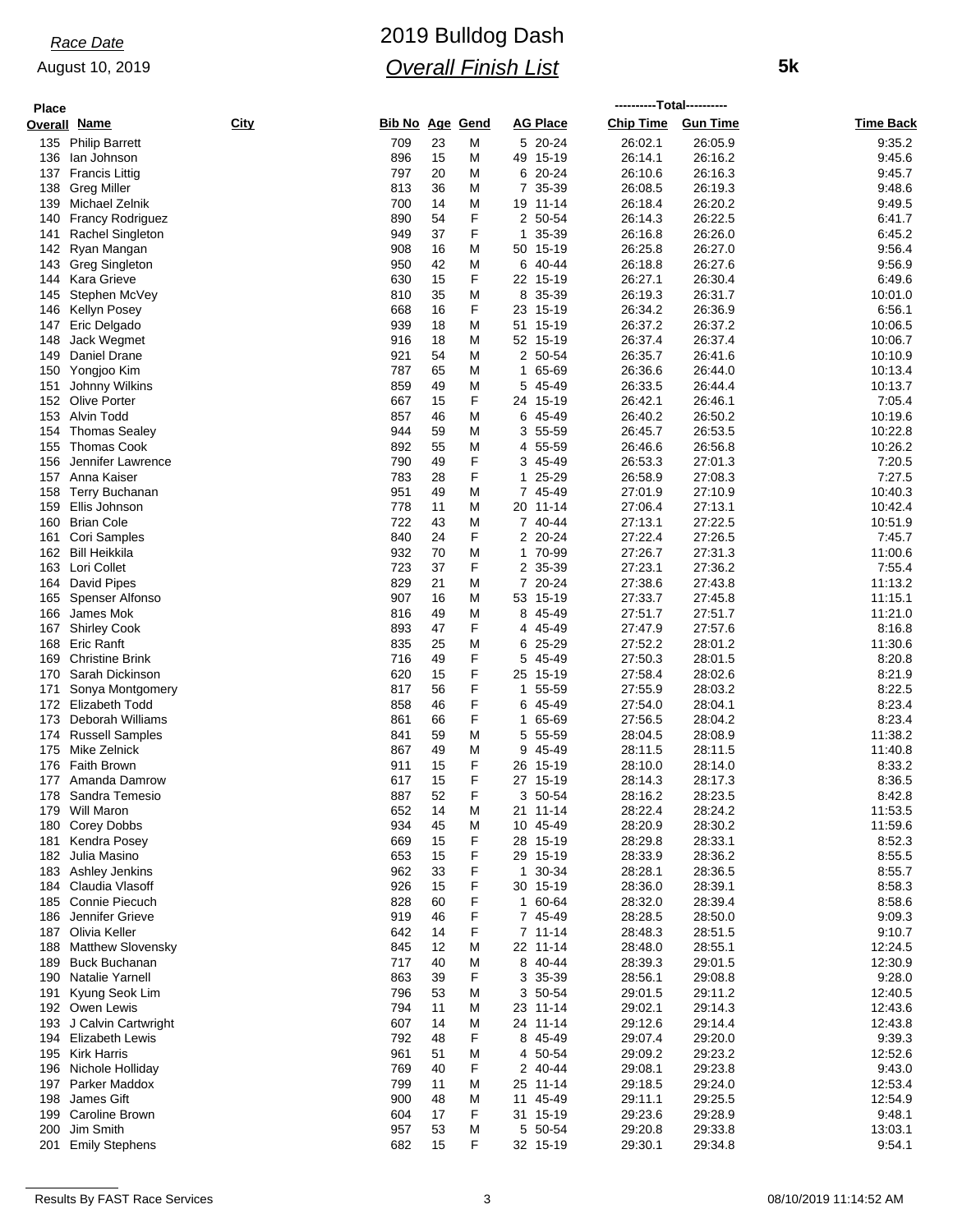*Race Date*

August 10, 2019

# 2019 Bulldog Dash

## *Overall Finish List*

**5k**

| Place Overall | Name | City | Bib No | Age | Gend | AG Place | Chip Time | Gun Time | Time Back |
|---|---|---|---|---|---|---|---|---|---|
| 135 | Philip Barrett | | 709 | 23 | M | 5 20-24 | 26:02.1 | 26:05.9 | 9:35.2 |
| 136 | Ian Johnson | | 896 | 15 | M | 49 15-19 | 26:14.1 | 26:16.2 | 9:45.6 |
| 137 | Francis Littig | | 797 | 20 | M | 6 20-24 | 26:10.6 | 26:16.3 | 9:45.7 |
| 138 | Greg Miller | | 813 | 36 | M | 7 35-39 | 26:08.5 | 26:19.3 | 9:48.6 |
| 139 | Michael Zelnik | | 700 | 14 | M | 19 11-14 | 26:18.4 | 26:20.2 | 9:49.5 |
| 140 | Francy Rodriguez | | 890 | 54 | F | 2 50-54 | 26:14.3 | 26:22.5 | 6:41.7 |
| 141 | Rachel Singleton | | 949 | 37 | F | 1 35-39 | 26:16.8 | 26:26.0 | 6:45.2 |
| 142 | Ryan Mangan | | 908 | 16 | M | 50 15-19 | 26:25.8 | 26:27.0 | 9:56.4 |
| 143 | Greg Singleton | | 950 | 42 | M | 6 40-44 | 26:18.8 | 26:27.6 | 9:56.9 |
| 144 | Kara Grieve | | 630 | 15 | F | 22 15-19 | 26:27.1 | 26:30.4 | 6:49.6 |
| 145 | Stephen McVey | | 810 | 35 | M | 8 35-39 | 26:19.3 | 26:31.7 | 10:01.0 |
| 146 | Kellyn Posey | | 668 | 16 | F | 23 15-19 | 26:34.2 | 26:36.9 | 6:56.1 |
| 147 | Eric Delgado | | 939 | 18 | M | 51 15-19 | 26:37.2 | 26:37.2 | 10:06.5 |
| 148 | Jack Wegmet | | 916 | 18 | M | 52 15-19 | 26:37.4 | 26:37.4 | 10:06.7 |
| 149 | Daniel Drane | | 921 | 54 | M | 2 50-54 | 26:35.7 | 26:41.6 | 10:10.9 |
| 150 | Yongjoo Kim | | 787 | 65 | M | 1 65-69 | 26:36.6 | 26:44.0 | 10:13.4 |
| 151 | Johnny Wilkins | | 859 | 49 | M | 5 45-49 | 26:33.5 | 26:44.4 | 10:13.7 |
| 152 | Olive Porter | | 667 | 15 | F | 24 15-19 | 26:42.1 | 26:46.1 | 7:05.4 |
| 153 | Alvin Todd | | 857 | 46 | M | 6 45-49 | 26:40.2 | 26:50.2 | 10:19.6 |
| 154 | Thomas Sealey | | 944 | 59 | M | 3 55-59 | 26:45.7 | 26:53.5 | 10:22.8 |
| 155 | Thomas Cook | | 892 | 55 | M | 4 55-59 | 26:46.6 | 26:56.8 | 10:26.2 |
| 156 | Jennifer Lawrence | | 790 | 49 | F | 3 45-49 | 26:53.3 | 27:01.3 | 7:20.5 |
| 157 | Anna Kaiser | | 783 | 28 | F | 1 25-29 | 26:58.9 | 27:08.3 | 7:27.5 |
| 158 | Terry Buchanan | | 951 | 49 | M | 7 45-49 | 27:01.9 | 27:10.9 | 10:40.3 |
| 159 | Ellis Johnson | | 778 | 11 | M | 20 11-14 | 27:06.4 | 27:13.1 | 10:42.4 |
| 160 | Brian Cole | | 722 | 43 | M | 7 40-44 | 27:13.1 | 27:22.5 | 10:51.9 |
| 161 | Cori Samples | | 840 | 24 | F | 2 20-24 | 27:22.4 | 27:26.5 | 7:45.7 |
| 162 | Bill Heikkila | | 932 | 70 | M | 1 70-99 | 27:26.7 | 27:31.3 | 11:00.6 |
| 163 | Lori Collet | | 723 | 37 | F | 2 35-39 | 27:23.1 | 27:36.2 | 7:55.4 |
| 164 | David Pipes | | 829 | 21 | M | 7 20-24 | 27:38.6 | 27:43.8 | 11:13.2 |
| 165 | Spenser Alfonso | | 907 | 16 | M | 53 15-19 | 27:33.7 | 27:45.8 | 11:15.1 |
| 166 | James Mok | | 816 | 49 | M | 8 45-49 | 27:51.7 | 27:51.7 | 11:21.0 |
| 167 | Shirley Cook | | 893 | 47 | F | 4 45-49 | 27:47.9 | 27:57.6 | 8:16.8 |
| 168 | Eric Ranft | | 835 | 25 | M | 6 25-29 | 27:52.2 | 28:01.2 | 11:30.6 |
| 169 | Christine Brink | | 716 | 49 | F | 5 45-49 | 27:50.3 | 28:01.5 | 8:20.8 |
| 170 | Sarah Dickinson | | 620 | 15 | F | 25 15-19 | 27:58.4 | 28:02.6 | 8:21.9 |
| 171 | Sonya Montgomery | | 817 | 56 | F | 1 55-59 | 27:55.9 | 28:03.2 | 8:22.5 |
| 172 | Elizabeth Todd | | 858 | 46 | F | 6 45-49 | 27:54.0 | 28:04.1 | 8:23.4 |
| 173 | Deborah Williams | | 861 | 66 | F | 1 65-69 | 27:56.5 | 28:04.2 | 8:23.4 |
| 174 | Russell Samples | | 841 | 59 | M | 5 55-59 | 28:04.5 | 28:08.9 | 11:38.2 |
| 175 | Mike Zelnick | | 867 | 49 | M | 9 45-49 | 28:11.5 | 28:11.5 | 11:40.8 |
| 176 | Faith Brown | | 911 | 15 | F | 26 15-19 | 28:10.0 | 28:14.0 | 8:33.2 |
| 177 | Amanda Damrow | | 617 | 15 | F | 27 15-19 | 28:14.3 | 28:17.3 | 8:36.5 |
| 178 | Sandra Temesio | | 887 | 52 | F | 3 50-54 | 28:16.2 | 28:23.5 | 8:42.8 |
| 179 | Will Maron | | 652 | 14 | M | 21 11-14 | 28:22.4 | 28:24.2 | 11:53.5 |
| 180 | Corey Dobbs | | 934 | 45 | M | 10 45-49 | 28:20.9 | 28:30.2 | 11:59.6 |
| 181 | Kendra Posey | | 669 | 15 | F | 28 15-19 | 28:29.8 | 28:33.1 | 8:52.3 |
| 182 | Julia Masino | | 653 | 15 | F | 29 15-19 | 28:33.9 | 28:36.2 | 8:55.5 |
| 183 | Ashley Jenkins | | 962 | 33 | F | 1 30-34 | 28:28.1 | 28:36.5 | 8:55.7 |
| 184 | Claudia Vlasoff | | 926 | 15 | F | 30 15-19 | 28:36.0 | 28:39.1 | 8:58.3 |
| 185 | Connie Piecuch | | 828 | 60 | F | 1 60-64 | 28:32.0 | 28:39.4 | 8:58.6 |
| 186 | Jennifer Grieve | | 919 | 46 | F | 7 45-49 | 28:28.5 | 28:50.0 | 9:09.3 |
| 187 | Olivia Keller | | 642 | 14 | F | 7 11-14 | 28:48.3 | 28:51.5 | 9:10.7 |
| 188 | Matthew Slovensky | | 845 | 12 | M | 22 11-14 | 28:48.0 | 28:55.1 | 12:24.5 |
| 189 | Buck Buchanan | | 717 | 40 | M | 8 40-44 | 28:39.3 | 29:01.5 | 12:30.9 |
| 190 | Natalie Yarnell | | 863 | 39 | F | 3 35-39 | 28:56.1 | 29:08.8 | 9:28.0 |
| 191 | Kyung Seok Lim | | 796 | 53 | M | 3 50-54 | 29:01.5 | 29:11.2 | 12:40.5 |
| 192 | Owen Lewis | | 794 | 11 | M | 23 11-14 | 29:02.1 | 29:14.3 | 12:43.6 |
| 193 | J Calvin Cartwright | | 607 | 14 | M | 24 11-14 | 29:12.6 | 29:14.4 | 12:43.8 |
| 194 | Elizabeth Lewis | | 792 | 48 | F | 8 45-49 | 29:07.4 | 29:20.0 | 9:39.3 |
| 195 | Kirk Harris | | 961 | 51 | M | 4 50-54 | 29:09.2 | 29:23.2 | 12:52.6 |
| 196 | Nichole Holliday | | 769 | 40 | F | 2 40-44 | 29:08.1 | 29:23.8 | 9:43.0 |
| 197 | Parker Maddox | | 799 | 11 | M | 25 11-14 | 29:18.5 | 29:24.0 | 12:53.4 |
| 198 | James Gift | | 900 | 48 | M | 11 45-49 | 29:11.1 | 29:25.5 | 12:54.9 |
| 199 | Caroline Brown | | 604 | 17 | F | 31 15-19 | 29:23.6 | 29:28.9 | 9:48.1 |
| 200 | Jim Smith | | 957 | 53 | M | 5 50-54 | 29:20.8 | 29:33.8 | 13:03.1 |
| 201 | Emily Stephens | | 682 | 15 | F | 32 15-19 | 29:30.1 | 29:34.8 | 9:54.1 |

Results By FAST Race Services — 08/10/2019 11:14:52 AM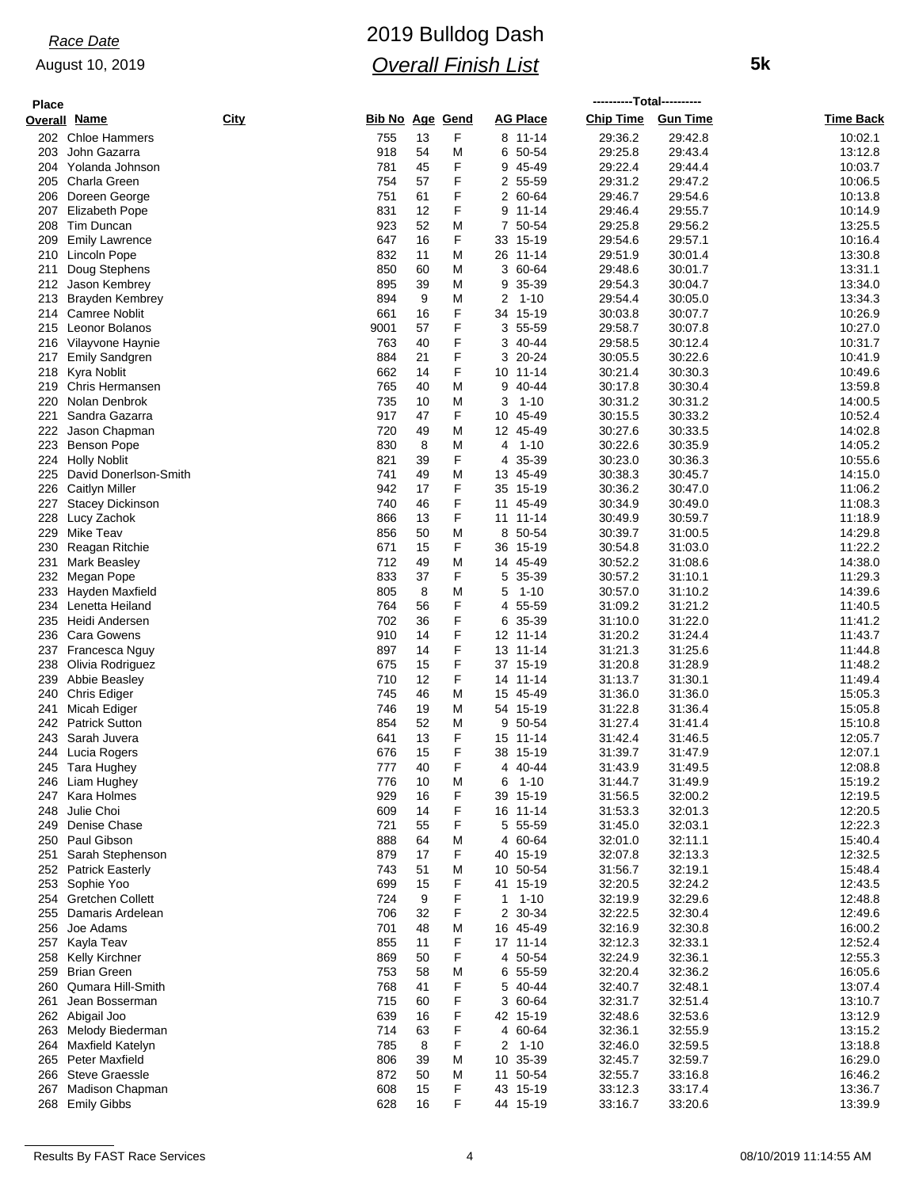*Race Date*

August 10, 2019

# 2019 Bulldog Dash

## *Overall Finish List*

**5k**

| Place Overall | Name | City | Bib No | Age | Gend | AG Place | Chip Time | Gun Time | Time Back |
|---|---|---|---|---|---|---|---|---|---|
| 202 | Chloe Hammers | | 755 | 13 | F | 8 11-14 | 29:36.2 | 29:42.8 | 10:02.1 |
| 203 | John Gazarra | | 918 | 54 | M | 6 50-54 | 29:25.8 | 29:43.4 | 13:12.8 |
| 204 | Yolanda Johnson | | 781 | 45 | F | 9 45-49 | 29:22.4 | 29:44.4 | 10:03.7 |
| 205 | Charla Green | | 754 | 57 | F | 2 55-59 | 29:31.2 | 29:47.2 | 10:06.5 |
| 206 | Doreen George | | 751 | 61 | F | 2 60-64 | 29:46.7 | 29:54.6 | 10:13.8 |
| 207 | Elizabeth Pope | | 831 | 12 | F | 9 11-14 | 29:46.4 | 29:55.7 | 10:14.9 |
| 208 | Tim Duncan | | 923 | 52 | M | 7 50-54 | 29:25.8 | 29:56.2 | 13:25.5 |
| 209 | Emily Lawrence | | 647 | 16 | F | 33 15-19 | 29:54.6 | 29:57.1 | 10:16.4 |
| 210 | Lincoln Pope | | 832 | 11 | M | 26 11-14 | 29:51.9 | 30:01.4 | 13:30.8 |
| 211 | Doug Stephens | | 850 | 60 | M | 3 60-64 | 29:48.6 | 30:01.7 | 13:31.1 |
| 212 | Jason Kembrey | | 895 | 39 | M | 9 35-39 | 29:54.3 | 30:04.7 | 13:34.0 |
| 213 | Brayden Kembrey | | 894 | 9 | M | 2 1-10 | 29:54.4 | 30:05.0 | 13:34.3 |
| 214 | Camree Noblit | | 661 | 16 | F | 34 15-19 | 30:03.8 | 30:07.7 | 10:26.9 |
| 215 | Leonor Bolanos | | 9001 | 57 | F | 3 55-59 | 29:58.7 | 30:07.8 | 10:27.0 |
| 216 | Vilayvone Haynie | | 763 | 40 | F | 3 40-44 | 29:58.5 | 30:12.4 | 10:31.7 |
| 217 | Emily Sandgren | | 884 | 21 | F | 3 20-24 | 30:05.5 | 30:22.6 | 10:41.9 |
| 218 | Kyra Noblit | | 662 | 14 | F | 10 11-14 | 30:21.4 | 30:30.3 | 10:49.6 |
| 219 | Chris Hermansen | | 765 | 40 | M | 9 40-44 | 30:17.8 | 30:30.4 | 13:59.8 |
| 220 | Nolan Denbrok | | 735 | 10 | M | 3 1-10 | 30:31.2 | 30:31.2 | 14:00.5 |
| 221 | Sandra Gazarra | | 917 | 47 | F | 10 45-49 | 30:15.5 | 30:33.2 | 10:52.4 |
| 222 | Jason Chapman | | 720 | 49 | M | 12 45-49 | 30:27.6 | 30:33.5 | 14:02.8 |
| 223 | Benson Pope | | 830 | 8 | M | 4 1-10 | 30:22.6 | 30:35.9 | 14:05.2 |
| 224 | Holly Noblit | | 821 | 39 | F | 4 35-39 | 30:23.0 | 30:36.3 | 10:55.6 |
| 225 | David Donerlson-Smith | | 741 | 49 | M | 13 45-49 | 30:38.3 | 30:45.7 | 14:15.0 |
| 226 | Caitlyn Miller | | 942 | 17 | F | 35 15-19 | 30:36.2 | 30:47.0 | 11:06.2 |
| 227 | Stacey Dickinson | | 740 | 46 | F | 11 45-49 | 30:34.9 | 30:49.0 | 11:08.3 |
| 228 | Lucy Zachok | | 866 | 13 | F | 11 11-14 | 30:49.9 | 30:59.7 | 11:18.9 |
| 229 | Mike Teav | | 856 | 50 | M | 8 50-54 | 30:39.7 | 31:00.5 | 14:29.8 |
| 230 | Reagan Ritchie | | 671 | 15 | F | 36 15-19 | 30:54.8 | 31:03.0 | 11:22.2 |
| 231 | Mark Beasley | | 712 | 49 | M | 14 45-49 | 30:52.2 | 31:08.6 | 14:38.0 |
| 232 | Megan Pope | | 833 | 37 | F | 5 35-39 | 30:57.2 | 31:10.1 | 11:29.3 |
| 233 | Hayden Maxfield | | 805 | 8 | M | 5 1-10 | 30:57.0 | 31:10.2 | 14:39.6 |
| 234 | Lenetta Heiland | | 764 | 56 | F | 4 55-59 | 31:09.2 | 31:21.2 | 11:40.5 |
| 235 | Heidi Andersen | | 702 | 36 | F | 6 35-39 | 31:10.0 | 31:22.0 | 11:41.2 |
| 236 | Cara Gowens | | 910 | 14 | F | 12 11-14 | 31:20.2 | 31:24.4 | 11:43.7 |
| 237 | Francesca Nguy | | 897 | 14 | F | 13 11-14 | 31:21.3 | 31:25.6 | 11:44.8 |
| 238 | Olivia Rodriguez | | 675 | 15 | F | 37 15-19 | 31:20.8 | 31:28.9 | 11:48.2 |
| 239 | Abbie Beasley | | 710 | 12 | F | 14 11-14 | 31:13.7 | 31:30.1 | 11:49.4 |
| 240 | Chris Ediger | | 745 | 46 | M | 15 45-49 | 31:36.0 | 31:36.0 | 15:05.3 |
| 241 | Micah Ediger | | 746 | 19 | M | 54 15-19 | 31:22.8 | 31:36.4 | 15:05.8 |
| 242 | Patrick Sutton | | 854 | 52 | M | 9 50-54 | 31:27.4 | 31:41.4 | 15:10.8 |
| 243 | Sarah Juvera | | 641 | 13 | F | 15 11-14 | 31:42.4 | 31:46.5 | 12:05.7 |
| 244 | Lucia Rogers | | 676 | 15 | F | 38 15-19 | 31:39.7 | 31:47.9 | 12:07.1 |
| 245 | Tara Hughey | | 777 | 40 | F | 4 40-44 | 31:43.9 | 31:49.5 | 12:08.8 |
| 246 | Liam Hughey | | 776 | 10 | M | 6 1-10 | 31:44.7 | 31:49.9 | 15:19.2 |
| 247 | Kara Holmes | | 929 | 16 | F | 39 15-19 | 31:56.5 | 32:00.2 | 12:19.5 |
| 248 | Julie Choi | | 609 | 14 | F | 16 11-14 | 31:53.3 | 32:01.3 | 12:20.5 |
| 249 | Denise Chase | | 721 | 55 | F | 5 55-59 | 31:45.0 | 32:03.1 | 12:22.3 |
| 250 | Paul Gibson | | 888 | 64 | M | 4 60-64 | 32:01.0 | 32:11.1 | 15:40.4 |
| 251 | Sarah Stephenson | | 879 | 17 | F | 40 15-19 | 32:07.8 | 32:13.3 | 12:32.5 |
| 252 | Patrick Easterly | | 743 | 51 | M | 10 50-54 | 31:56.7 | 32:19.1 | 15:48.4 |
| 253 | Sophie Yoo | | 699 | 15 | F | 41 15-19 | 32:20.5 | 32:24.2 | 12:43.5 |
| 254 | Gretchen Collett | | 724 | 9 | F | 1 1-10 | 32:19.9 | 32:29.6 | 12:48.8 |
| 255 | Damaris Ardelean | | 706 | 32 | F | 2 30-34 | 32:22.5 | 32:30.4 | 12:49.6 |
| 256 | Joe Adams | | 701 | 48 | M | 16 45-49 | 32:16.9 | 32:30.8 | 16:00.2 |
| 257 | Kayla Teav | | 855 | 11 | F | 17 11-14 | 32:12.3 | 32:33.1 | 12:52.4 |
| 258 | Kelly Kirchner | | 869 | 50 | F | 4 50-54 | 32:24.9 | 32:36.1 | 12:55.3 |
| 259 | Brian Green | | 753 | 58 | M | 6 55-59 | 32:20.4 | 32:36.2 | 16:05.6 |
| 260 | Qumara Hill-Smith | | 768 | 41 | F | 5 40-44 | 32:40.7 | 32:48.1 | 13:07.4 |
| 261 | Jean Bosserman | | 715 | 60 | F | 3 60-64 | 32:31.7 | 32:51.4 | 13:10.7 |
| 262 | Abigail Joo | | 639 | 16 | F | 42 15-19 | 32:48.6 | 32:53.6 | 13:12.9 |
| 263 | Melody Biederman | | 714 | 63 | F | 4 60-64 | 32:36.1 | 32:55.9 | 13:15.2 |
| 264 | Maxfield Katelyn | | 785 | 8 | F | 2 1-10 | 32:46.0 | 32:59.5 | 13:18.8 |
| 265 | Peter Maxfield | | 806 | 39 | M | 10 35-39 | 32:45.7 | 32:59.7 | 16:29.0 |
| 266 | Steve Graessle | | 872 | 50 | M | 11 50-54 | 32:55.7 | 33:16.8 | 16:46.2 |
| 267 | Madison Chapman | | 608 | 15 | F | 43 15-19 | 33:12.3 | 33:17.4 | 13:36.7 |
| 268 | Emily Gibbs | | 628 | 16 | F | 44 15-19 | 33:16.7 | 33:20.6 | 13:39.9 |

Results By FAST Race Services 08/10/2019 11:14:55 AM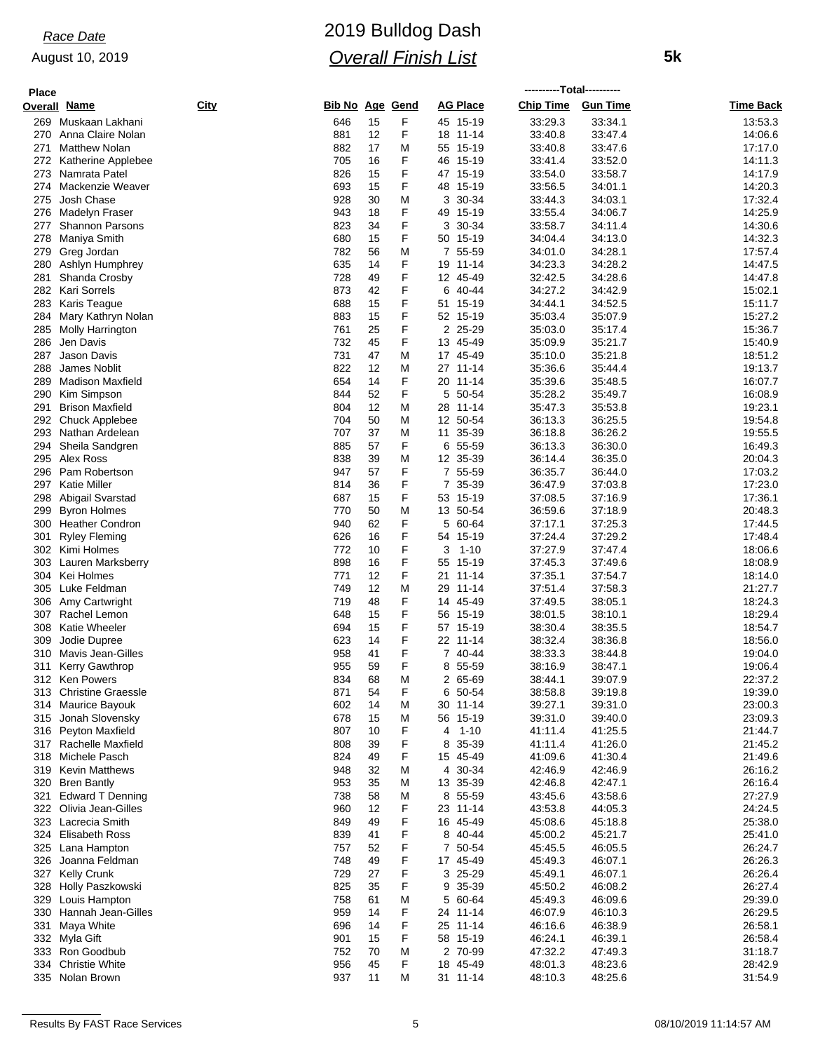*Race Date*

August 10, 2019

# 2019 Bulldog Dash

## *Overall Finish List*

**5k**

| Place Overall | Name | City | Bib No | Age | Gend | AG Place | ----------Total---------- Chip Time | Gun Time | Time Back |
|---|---|---|---|---|---|---|---|---|---|
| 269 | Muskaan Lakhani | | 646 | 15 | F | 45 15-19 | 33:29.3 | 33:34.1 | 13:53.3 |
| 270 | Anna Claire Nolan | | 881 | 12 | F | 18 11-14 | 33:40.8 | 33:47.4 | 14:06.6 |
| 271 | Matthew Nolan | | 882 | 17 | M | 55 15-19 | 33:40.8 | 33:47.6 | 17:17.0 |
| 272 | Katherine Applebee | | 705 | 16 | F | 46 15-19 | 33:41.4 | 33:52.0 | 14:11.3 |
| 273 | Namrata Patel | | 826 | 15 | F | 47 15-19 | 33:54.0 | 33:58.7 | 14:17.9 |
| 274 | Mackenzie Weaver | | 693 | 15 | F | 48 15-19 | 33:56.5 | 34:01.1 | 14:20.3 |
| 275 | Josh Chase | | 928 | 30 | M | 3 30-34 | 33:44.3 | 34:03.1 | 17:32.4 |
| 276 | Madelyn Fraser | | 943 | 18 | F | 49 15-19 | 33:55.4 | 34:06.7 | 14:25.9 |
| 277 | Shannon Parsons | | 823 | 34 | F | 3 30-34 | 33:58.7 | 34:11.4 | 14:30.6 |
| 278 | Maniya Smith | | 680 | 15 | F | 50 15-19 | 34:04.4 | 34:13.0 | 14:32.3 |
| 279 | Greg Jordan | | 782 | 56 | M | 7 55-59 | 34:01.0 | 34:28.1 | 17:57.4 |
| 280 | Ashlyn Humphrey | | 635 | 14 | F | 19 11-14 | 34:23.3 | 34:28.2 | 14:47.5 |
| 281 | Shanda Crosby | | 728 | 49 | F | 12 45-49 | 32:42.5 | 34:28.6 | 14:47.8 |
| 282 | Kari Sorrels | | 873 | 42 | F | 6 40-44 | 34:27.2 | 34:42.9 | 15:02.1 |
| 283 | Karis Teague | | 688 | 15 | F | 51 15-19 | 34:44.1 | 34:52.5 | 15:11.7 |
| 284 | Mary Kathryn Nolan | | 883 | 15 | F | 52 15-19 | 35:03.4 | 35:07.9 | 15:27.2 |
| 285 | Molly Harrington | | 761 | 25 | F | 2 25-29 | 35:03.0 | 35:17.4 | 15:36.7 |
| 286 | Jen Davis | | 732 | 45 | F | 13 45-49 | 35:09.9 | 35:21.7 | 15:40.9 |
| 287 | Jason Davis | | 731 | 47 | M | 17 45-49 | 35:10.0 | 35:21.8 | 18:51.2 |
| 288 | James Noblit | | 822 | 12 | M | 27 11-14 | 35:36.6 | 35:44.4 | 19:13.7 |
| 289 | Madison Maxfield | | 654 | 14 | F | 20 11-14 | 35:39.6 | 35:48.5 | 16:07.7 |
| 290 | Kim Simpson | | 844 | 52 | F | 5 50-54 | 35:28.2 | 35:49.7 | 16:08.9 |
| 291 | Brison Maxfield | | 804 | 12 | M | 28 11-14 | 35:47.3 | 35:53.8 | 19:23.1 |
| 292 | Chuck Applebee | | 704 | 50 | M | 12 50-54 | 36:13.3 | 36:25.5 | 19:54.8 |
| 293 | Nathan Ardelean | | 707 | 37 | M | 11 35-39 | 36:18.8 | 36:26.2 | 19:55.5 |
| 294 | Sheila Sandgren | | 885 | 57 | F | 6 55-59 | 36:13.3 | 36:30.0 | 16:49.3 |
| 295 | Alex Ross | | 838 | 39 | M | 12 35-39 | 36:14.4 | 36:35.0 | 20:04.3 |
| 296 | Pam Robertson | | 947 | 57 | F | 7 55-59 | 36:35.7 | 36:44.0 | 17:03.2 |
| 297 | Katie Miller | | 814 | 36 | F | 7 35-39 | 36:47.9 | 37:03.8 | 17:23.0 |
| 298 | Abigail Svarstad | | 687 | 15 | F | 53 15-19 | 37:08.5 | 37:16.9 | 17:36.1 |
| 299 | Byron Holmes | | 770 | 50 | M | 13 50-54 | 36:59.6 | 37:18.9 | 20:48.3 |
| 300 | Heather Condron | | 940 | 62 | F | 5 60-64 | 37:17.1 | 37:25.3 | 17:44.5 |
| 301 | Ryley Fleming | | 626 | 16 | F | 54 15-19 | 37:24.4 | 37:29.2 | 17:48.4 |
| 302 | Kimi Holmes | | 772 | 10 | F | 3 1-10 | 37:27.9 | 37:47.4 | 18:06.6 |
| 303 | Lauren Marksberry | | 898 | 16 | F | 55 15-19 | 37:45.3 | 37:49.6 | 18:08.9 |
| 304 | Kei Holmes | | 771 | 12 | F | 21 11-14 | 37:35.1 | 37:54.7 | 18:14.0 |
| 305 | Luke Feldman | | 749 | 12 | M | 29 11-14 | 37:51.4 | 37:58.3 | 21:27.7 |
| 306 | Amy Cartwright | | 719 | 48 | F | 14 45-49 | 37:49.5 | 38:05.1 | 18:24.3 |
| 307 | Rachel Lemon | | 648 | 15 | F | 56 15-19 | 38:01.5 | 38:10.1 | 18:29.4 |
| 308 | Katie Wheeler | | 694 | 15 | F | 57 15-19 | 38:30.4 | 38:35.5 | 18:54.7 |
| 309 | Jodie Dupree | | 623 | 14 | F | 22 11-14 | 38:32.4 | 38:36.8 | 18:56.0 |
| 310 | Mavis Jean-Gilles | | 958 | 41 | F | 7 40-44 | 38:33.3 | 38:44.8 | 19:04.0 |
| 311 | Kerry Gawthrop | | 955 | 59 | F | 8 55-59 | 38:16.9 | 38:47.1 | 19:06.4 |
| 312 | Ken Powers | | 834 | 68 | M | 2 65-69 | 38:44.1 | 39:07.9 | 22:37.2 |
| 313 | Christine Graessle | | 871 | 54 | F | 6 50-54 | 38:58.8 | 39:19.8 | 19:39.0 |
| 314 | Maurice Bayouk | | 602 | 14 | M | 30 11-14 | 39:27.1 | 39:31.0 | 23:00.3 |
| 315 | Jonah Slovensky | | 678 | 15 | M | 56 15-19 | 39:31.0 | 39:40.0 | 23:09.3 |
| 316 | Peyton Maxfield | | 807 | 10 | F | 4 1-10 | 41:11.4 | 41:25.5 | 21:44.7 |
| 317 | Rachelle Maxfield | | 808 | 39 | F | 8 35-39 | 41:11.4 | 41:26.0 | 21:45.2 |
| 318 | Michele Pasch | | 824 | 49 | F | 15 45-49 | 41:09.6 | 41:30.4 | 21:49.6 |
| 319 | Kevin Matthews | | 948 | 32 | M | 4 30-34 | 42:46.9 | 42:46.9 | 26:16.2 |
| 320 | Bren Bantly | | 953 | 35 | M | 13 35-39 | 42:46.8 | 42:47.1 | 26:16.4 |
| 321 | Edward T Denning | | 738 | 58 | M | 8 55-59 | 43:45.6 | 43:58.6 | 27:27.9 |
| 322 | Olivia Jean-Gilles | | 960 | 12 | F | 23 11-14 | 43:53.8 | 44:05.3 | 24:24.5 |
| 323 | Lacrecia Smith | | 849 | 49 | F | 16 45-49 | 45:08.6 | 45:18.8 | 25:38.0 |
| 324 | Elisabeth Ross | | 839 | 41 | F | 8 40-44 | 45:00.2 | 45:21.7 | 25:41.0 |
| 325 | Lana Hampton | | 757 | 52 | F | 7 50-54 | 45:45.5 | 46:05.5 | 26:24.7 |
| 326 | Joanna Feldman | | 748 | 49 | F | 17 45-49 | 45:49.3 | 46:07.1 | 26:26.3 |
| 327 | Kelly Crunk | | 729 | 27 | F | 3 25-29 | 45:49.1 | 46:07.1 | 26:26.4 |
| 328 | Holly Paszkowski | | 825 | 35 | F | 9 35-39 | 45:50.2 | 46:08.2 | 26:27.4 |
| 329 | Louis Hampton | | 758 | 61 | M | 5 60-64 | 45:49.3 | 46:09.6 | 29:39.0 |
| 330 | Hannah Jean-Gilles | | 959 | 14 | F | 24 11-14 | 46:07.9 | 46:10.3 | 26:29.5 |
| 331 | Maya White | | 696 | 14 | F | 25 11-14 | 46:16.6 | 46:38.9 | 26:58.1 |
| 332 | Myla Gift | | 901 | 15 | F | 58 15-19 | 46:24.1 | 46:39.1 | 26:58.4 |
| 333 | Ron Goodbub | | 752 | 70 | M | 2 70-99 | 47:32.2 | 47:49.3 | 31:18.7 |
| 334 | Christie White | | 956 | 45 | F | 18 45-49 | 48:01.3 | 48:23.6 | 28:42.9 |
| 335 | Nolan Brown | | 937 | 11 | M | 31 11-14 | 48:10.3 | 48:25.6 | 31:54.9 |

Results By FAST Race Services — 08/10/2019 11:14:57 AM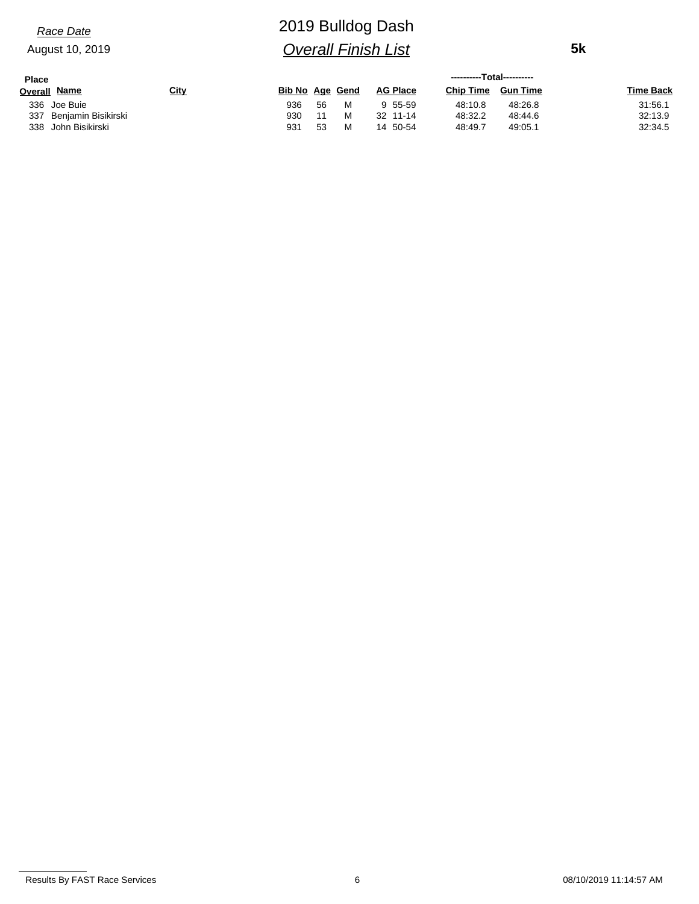*Race Date*

August 10, 2019

# 2019 Bulldog Dash

## *Overall Finish List*

**5k**

| Place Overall | Name | City | Bib No | Age | Gend | AG Place | Total Chip Time | Total Gun Time | Time Back |
|---|---|---|---|---|---|---|---|---|---|
| 336 | Joe Buie | | 936 | 56 | M | 9 55-59 | 48:10.8 | 48:26.8 | 31:56.1 |
| 337 | Benjamin Bisikirski | | 930 | 11 | M | 32 11-14 | 48:32.2 | 48:44.6 | 32:13.9 |
| 338 | John Bisikirski | | 931 | 53 | M | 14 50-54 | 48:49.7 | 49:05.1 | 32:34.5 |

Results By FAST Race Services 08/10/2019 11:14:57 AM